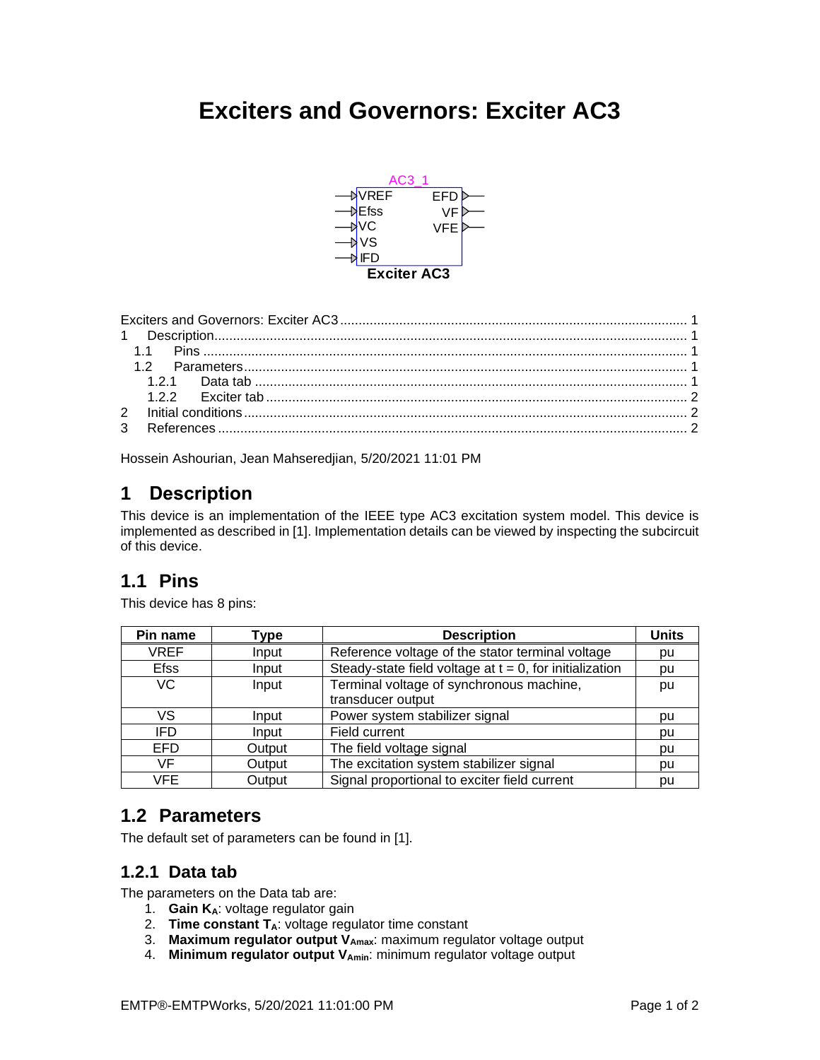# Exciters and Governors: Exciter AC3

AC3_1

VREF, Efss, VC, VS, IFD — EFD, VF, VFE

**Exciter AC3**

Exciters and Governors: Exciter AC3 ..... 1
1 Description ..... 1
1.1 Pins ..... 1
1.2 Parameters ..... 1
1.2.1 Data tab ..... 1
1.2.2 Exciter tab ..... 2
2 Initial conditions ..... 2
3 References ..... 2

Hossein Ashourian, Jean Mahseredjian, 5/20/2021 11:01 PM

## 1 Description

This device is an implementation of the IEEE type AC3 excitation system model. This device is implemented as described in [1]. Implementation details can be viewed by inspecting the subcircuit of this device.

## 1.1 Pins

This device has 8 pins:

| Pin name | Type | Description | Units |
|---|---|---|---|
| VREF | Input | Reference voltage of the stator terminal voltage | pu |
| Efss | Input | Steady-state field voltage at t = 0, for initialization | pu |
| VC | Input | Terminal voltage of synchronous machine, transducer output | pu |
| VS | Input | Power system stabilizer signal | pu |
| IFD | Input | Field current | pu |
| EFD | Output | The field voltage signal | pu |
| VF | Output | The excitation system stabilizer signal | pu |
| VFE | Output | Signal proportional to exciter field current | pu |

## 1.2 Parameters

The default set of parameters can be found in [1].

### 1.2.1 Data tab

The parameters on the Data tab are:

1. **Gain $K_A$**: voltage regulator gain
2. **Time constant $T_A$**: voltage regulator time constant
3. **Maximum regulator output $V_{Amax}$**: maximum regulator voltage output
4. **Minimum regulator output $V_{Amin}$**: minimum regulator voltage output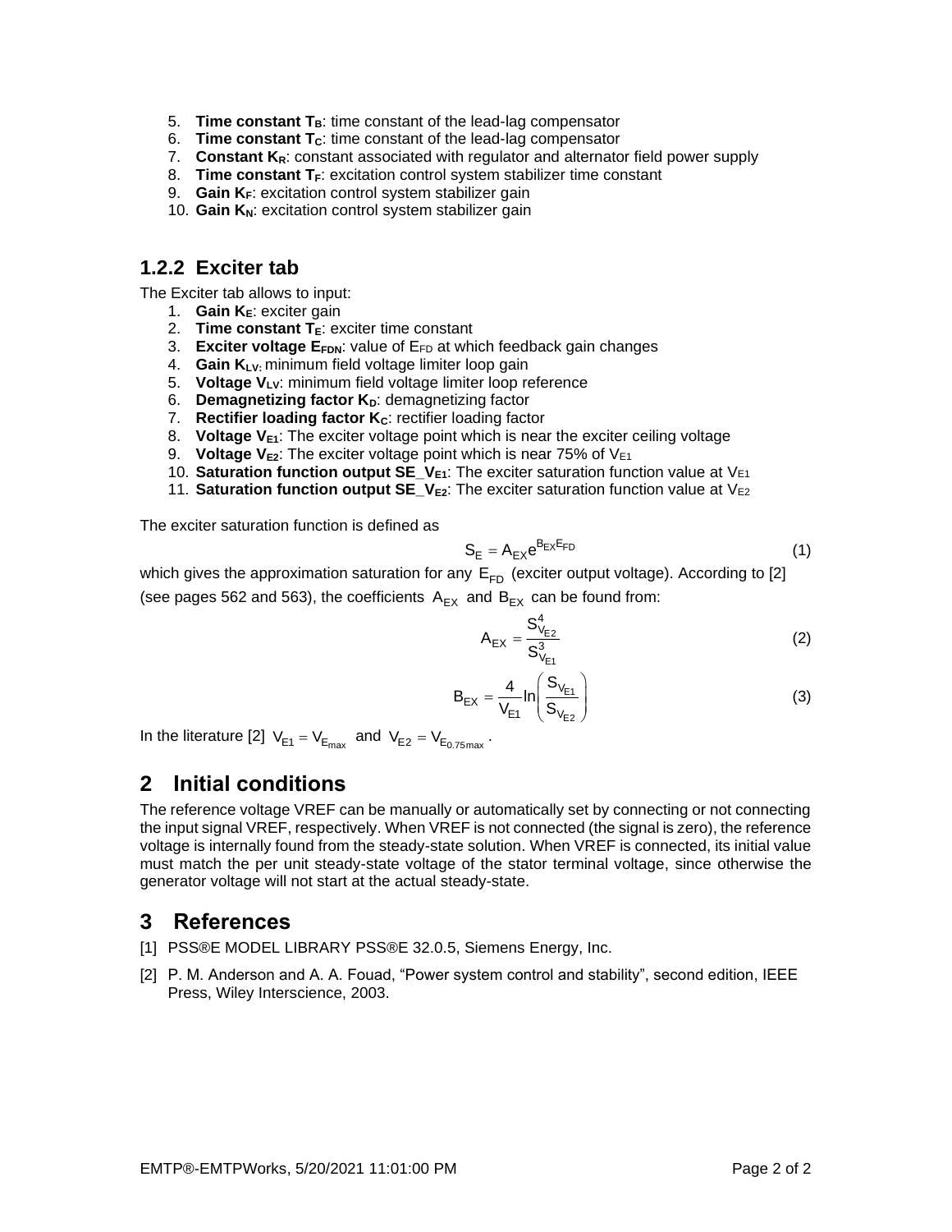5. **Time constant $T_B$**: time constant of the lead-lag compensator
6. **Time constant $T_C$**: time constant of the lead-lag compensator
7. **Constant $K_R$**: constant associated with regulator and alternator field power supply
8. **Time constant $T_F$**: excitation control system stabilizer time constant
9. **Gain $K_F$**: excitation control system stabilizer gain
10. **Gain $K_N$**: excitation control system stabilizer gain

### 1.2.2 Exciter tab

The Exciter tab allows to input:

1. **Gain $K_E$**: exciter gain
2. **Time constant $T_E$**: exciter time constant
3. **Exciter voltage $E_{FDN}$**: value of $E_{FD}$ at which feedback gain changes
4. **Gain $K_{LV}$:** minimum field voltage limiter loop gain
5. **Voltage $V_{LV}$**: minimum field voltage limiter loop reference
6. **Demagnetizing factor $K_D$**: demagnetizing factor
7. **Rectifier loading factor $K_C$**: rectifier loading factor
8. **Voltage $V_{E1}$**: The exciter voltage point which is near the exciter ceiling voltage
9. **Voltage $V_{E2}$**: The exciter voltage point which is near 75% of $V_{E1}$
10. **Saturation function output SE_$V_{E1}$**: The exciter saturation function value at $V_{E1}$
11. **Saturation function output SE_$V_{E2}$**: The exciter saturation function value at $V_{E2}$

The exciter saturation function is defined as

$$S_E = A_{EX} e^{B_{EX} E_{FD}} \tag{1}$$

which gives the approximation saturation for any $E_{FD}$ (exciter output voltage). According to [2] (see pages 562 and 563), the coefficients $A_{EX}$ and $B_{EX}$ can be found from:

$$A_{EX} = \frac{S_{V_{E2}}^4}{S_{V_{E1}}^3} \tag{2}$$

$$B_{EX} = \frac{4}{V_{E1}} \ln\left(\frac{S_{V_{E1}}}{S_{V_{E2}}}\right) \tag{3}$$

In the literature [2] $V_{E1} = V_{E_{max}}$ and $V_{E2} = V_{E_{0.75max}}$.

## 2 Initial conditions

The reference voltage VREF can be manually or automatically set by connecting or not connecting the input signal VREF, respectively. When VREF is not connected (the signal is zero), the reference voltage is internally found from the steady-state solution. When VREF is connected, its initial value must match the per unit steady-state voltage of the stator terminal voltage, since otherwise the generator voltage will not start at the actual steady-state.

## 3 References

[1] PSS®E MODEL LIBRARY PSS®E 32.0.5, Siemens Energy, Inc.

[2] P. M. Anderson and A. A. Fouad, "Power system control and stability", second edition, IEEE Press, Wiley Interscience, 2003.